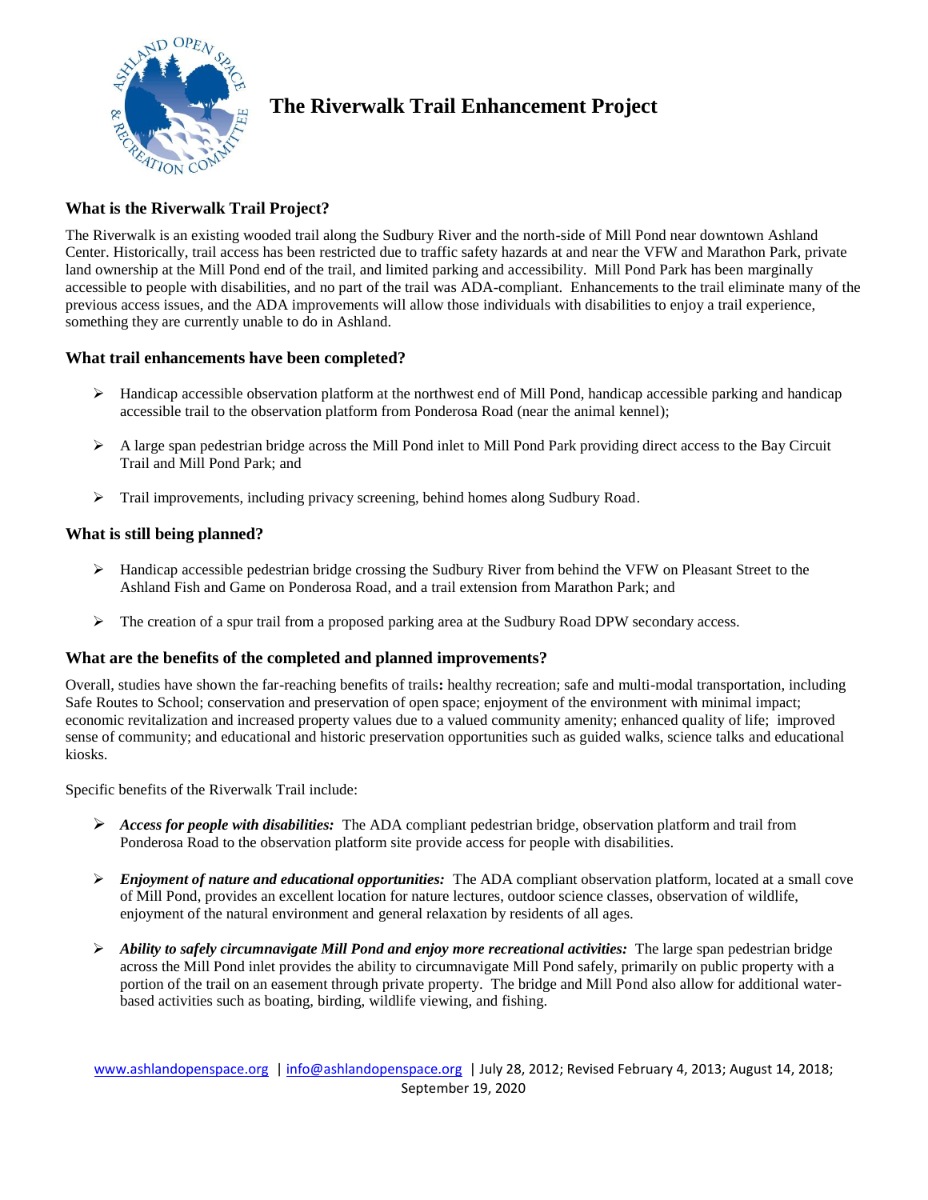# The Riverwalk Trail Enhancement Project

## What is the Riverwalk Trail Project?

The Riverwalk is an existing wooded trail along the Sudbury River and the north-side of Mill Pond near downtown Ashland Center. Historically, trail access has been restricted due to traffic safety hazards at and near the VFW and Marathon Park, private land ownership at the Mill Pond end of the trail, and limited parking and accessibility. Mill Pond Park has been marginally accessible to people with disabilities, and no part of the trail was ADA-compliant. Enhancements to the trail eliminate many of the previous access issues, and the ADA improvements will allow those individuals with disabilities to enjoy a trail experience, something they are currently unable to do in Ashland.

## What trail enhancements have been completed?

- Handicap accessible observation platform at the northwest end of Mill Pond, handicap accessible parking and handicap accessible trail to the observation platform from Ponderosa Road (near the animal kennel);
- A large span pedestrian bridge across the Mill Pond inlet to Mill Pond Park providing direct access to the Bay Circuit Trail and Mill Pond Park; and
- Trail improvements, including privacy screening, behind homes along Sudbury Road.

## What is still being planned?

- Handicap accessible pedestrian bridge crossing the Sudbury River from behind the VFW on Pleasant Street to the Ashland Fish and Game on Ponderosa Road, and a trail extension from Marathon Park; and
- The creation of a spur trail from a proposed parking area at the Sudbury Road DPW secondary access.

## What are the benefits of the completed and planned improvements?

Overall, studies have shown the far-reaching benefits of trails**:** healthy recreation; safe and multi-modal transportation, including Safe Routes to School; conservation and preservation of open space; enjoyment of the environment with minimal impact; economic revitalization and increased property values due to a valued community amenity; enhanced quality of life; improved sense of community; and educational and historic preservation opportunities such as guided walks, science talks and educational kiosks.

Specific benefits of the Riverwalk Trail include:

- ***Access for people with disabilities:*** The ADA compliant pedestrian bridge, observation platform and trail from Ponderosa Road to the observation platform site provide access for people with disabilities.
- ***Enjoyment of nature and educational opportunities:*** The ADA compliant observation platform, located at a small cove of Mill Pond, provides an excellent location for nature lectures, outdoor science classes, observation of wildlife, enjoyment of the natural environment and general relaxation by residents of all ages.
- ***Ability to safely circumnavigate Mill Pond and enjoy more recreational activities:*** The large span pedestrian bridge across the Mill Pond inlet provides the ability to circumnavigate Mill Pond safely, primarily on public property with a portion of the trail on an easement through private property. The bridge and Mill Pond also allow for additional water-based activities such as boating, birding, wildlife viewing, and fishing.

www.ashlandopenspace.org | info@ashlandopenspace.org | July 28, 2012; Revised February 4, 2013; August 14, 2018; September 19, 2020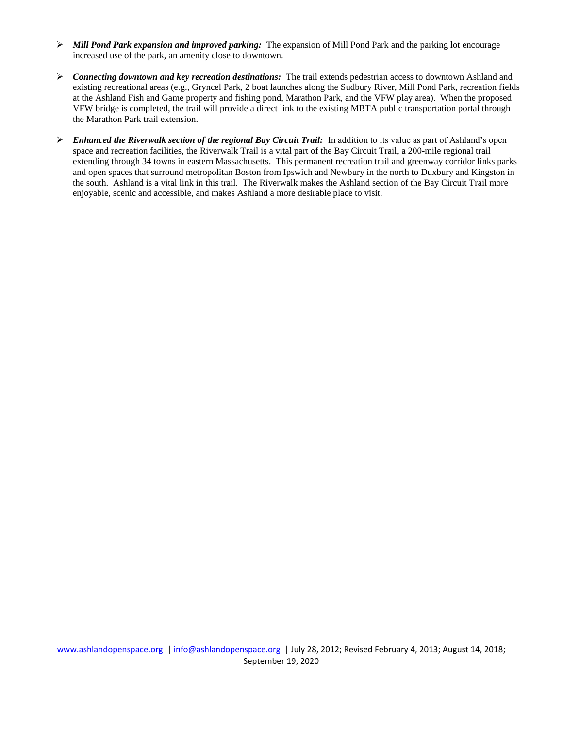- ***Mill Pond Park expansion and improved parking:*** The expansion of Mill Pond Park and the parking lot encourage increased use of the park, an amenity close to downtown.

- ***Connecting downtown and key recreation destinations:*** The trail extends pedestrian access to downtown Ashland and existing recreational areas (e.g., Gryncel Park, 2 boat launches along the Sudbury River, Mill Pond Park, recreation fields at the Ashland Fish and Game property and fishing pond, Marathon Park, and the VFW play area). When the proposed VFW bridge is completed, the trail will provide a direct link to the existing MBTA public transportation portal through the Marathon Park trail extension.

- ***Enhanced the Riverwalk section of the regional Bay Circuit Trail:*** In addition to its value as part of Ashland's open space and recreation facilities, the Riverwalk Trail is a vital part of the Bay Circuit Trail, a 200-mile regional trail extending through 34 towns in eastern Massachusetts. This permanent recreation trail and greenway corridor links parks and open spaces that surround metropolitan Boston from Ipswich and Newbury in the north to Duxbury and Kingston in the south. Ashland is a vital link in this trail. The Riverwalk makes the Ashland section of the Bay Circuit Trail more enjoyable, scenic and accessible, and makes Ashland a more desirable place to visit.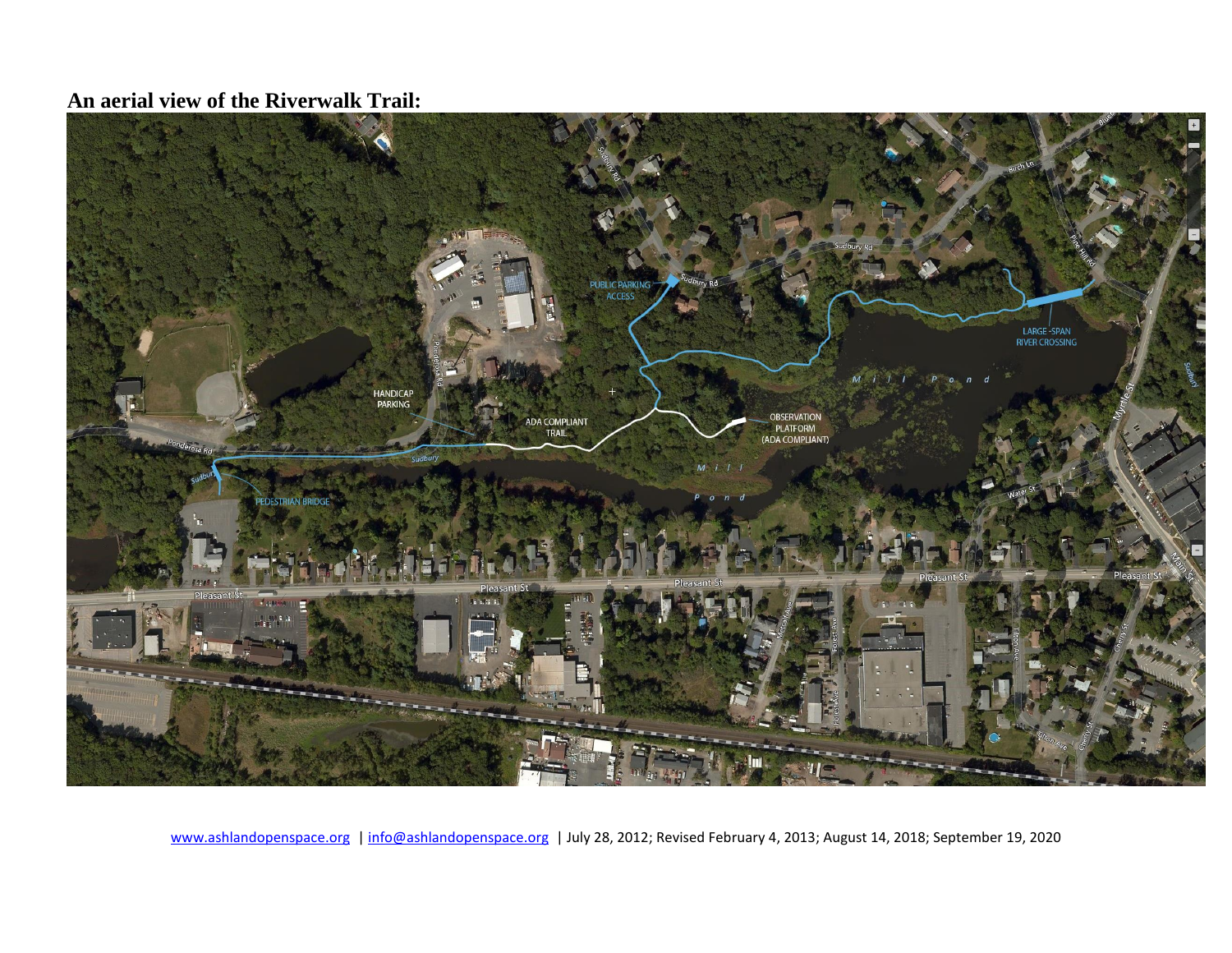**An aerial view of the Riverwalk Trail:**

PUBLIC PARKING ACCESS

LARGE-SPAN RIVER CROSSING

HANDICAP PARKING

ADA COMPLIANT TRAIL

OBSERVATION PLATFORM (ADA COMPLIANT)

PEDESTRIAN BRIDGE

Mill Pond

[www.ashlandopenspace.org](http://www.ashlandopenspace.org) | [info@ashlandopenspace.org](mailto:info@ashlandopenspace.org) | July 28, 2012; Revised February 4, 2013; August 14, 2018; September 19, 2020